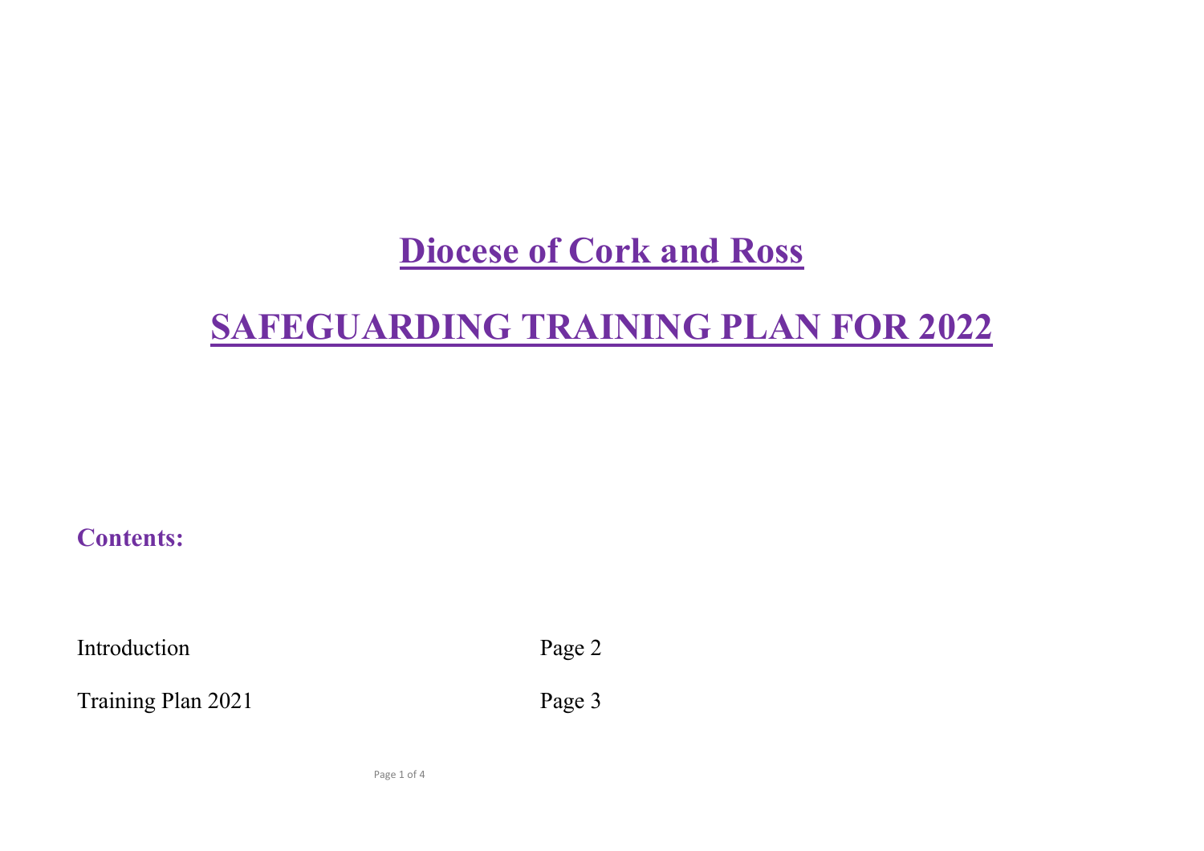# Diocese of Cork and Ross

# SAFEGUARDING TRAINING PLAN FOR 2022

## Contents:

| | |
|---|---|
| Introduction | Page 2 |
| Training Plan 2021 | Page 3 |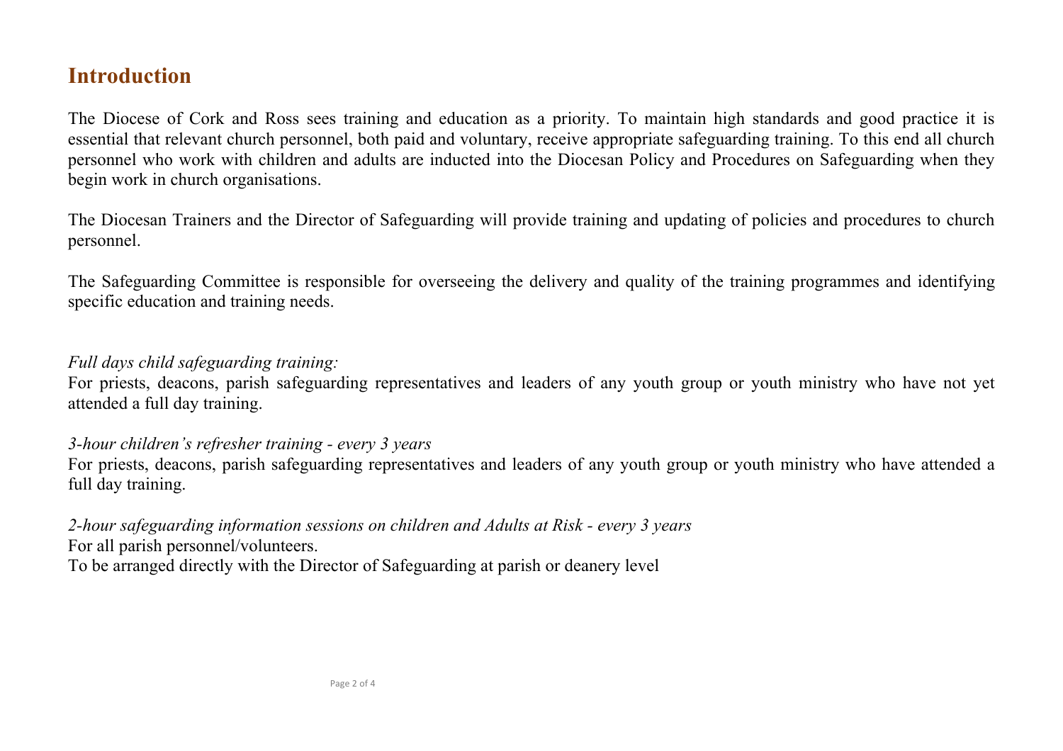# Introduction

The Diocese of Cork and Ross sees training and education as a priority. To maintain high standards and good practice it is essential that relevant church personnel, both paid and voluntary, receive appropriate safeguarding training. To this end all church personnel who work with children and adults are inducted into the Diocesan Policy and Procedures on Safeguarding when they begin work in church organisations.

The Diocesan Trainers and the Director of Safeguarding will provide training and updating of policies and procedures to church personnel.

The Safeguarding Committee is responsible for overseeing the delivery and quality of the training programmes and identifying specific education and training needs.

*Full days child safeguarding training:*
For priests, deacons, parish safeguarding representatives and leaders of any youth group or youth ministry who have not yet attended a full day training.

*3-hour children's refresher training - every 3 years*
For priests, deacons, parish safeguarding representatives and leaders of any youth group or youth ministry who have attended a full day training.

*2-hour safeguarding information sessions on children and Adults at Risk - every 3 years*
For all parish personnel/volunteers.
To be arranged directly with the Director of Safeguarding at parish or deanery level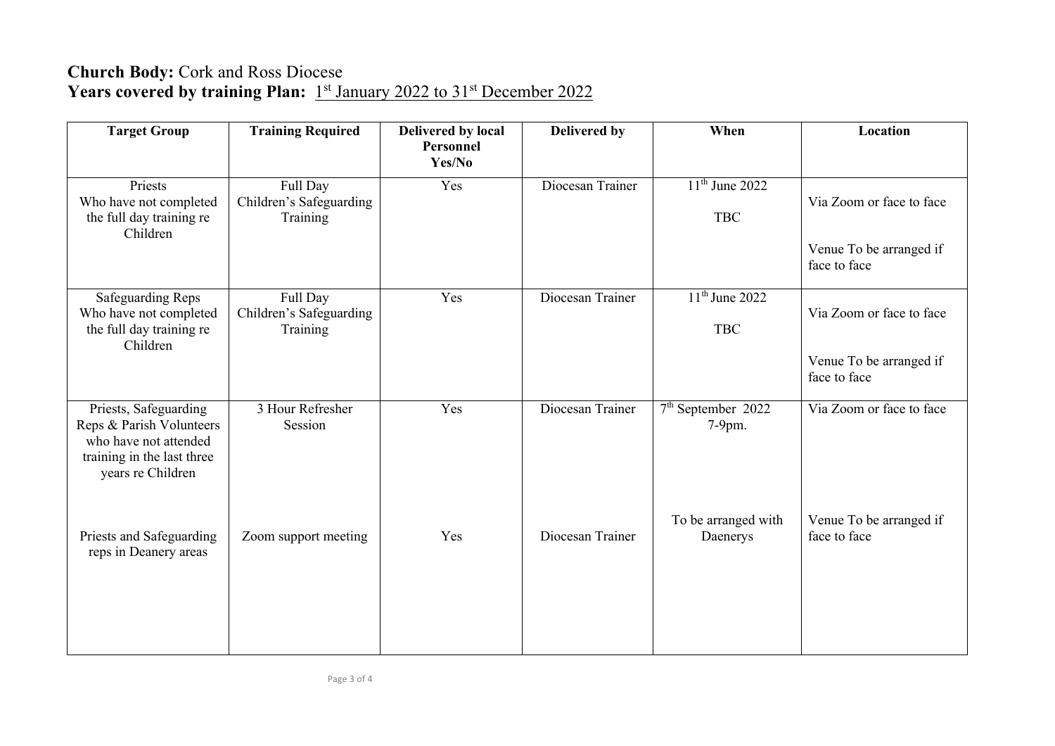**Church Body:** Cork and Ross Diocese
**Years covered by training Plan:** 1st January 2022 to 31st December 2022

| Target Group | Training Required | Delivered by local Personnel Yes/No | Delivered by | When | Location |
|---|---|---|---|---|---|
| Priests Who have not completed the full day training re Children | Full Day Children's Safeguarding Training | Yes | Diocesan Trainer | 11th June 2022<br><br>TBC | Via Zoom or face to face<br><br>Venue To be arranged if face to face |
| Safeguarding Reps Who have not completed the full day training re Children | Full Day Children's Safeguarding Training | Yes | Diocesan Trainer | 11th June 2022<br><br>TBC | Via Zoom or face to face<br><br>Venue To be arranged if face to face |
| Priests, Safeguarding Reps & Parish Volunteers who have not attended training in the last three years re Children | 3 Hour Refresher Session | Yes | Diocesan Trainer | 7th September 2022 7-9pm. | Via Zoom or face to face |
| Priests and Safeguarding reps in Deanery areas | Zoom support meeting | Yes | Diocesan Trainer | To be arranged with Daenerys | Venue To be arranged if face to face |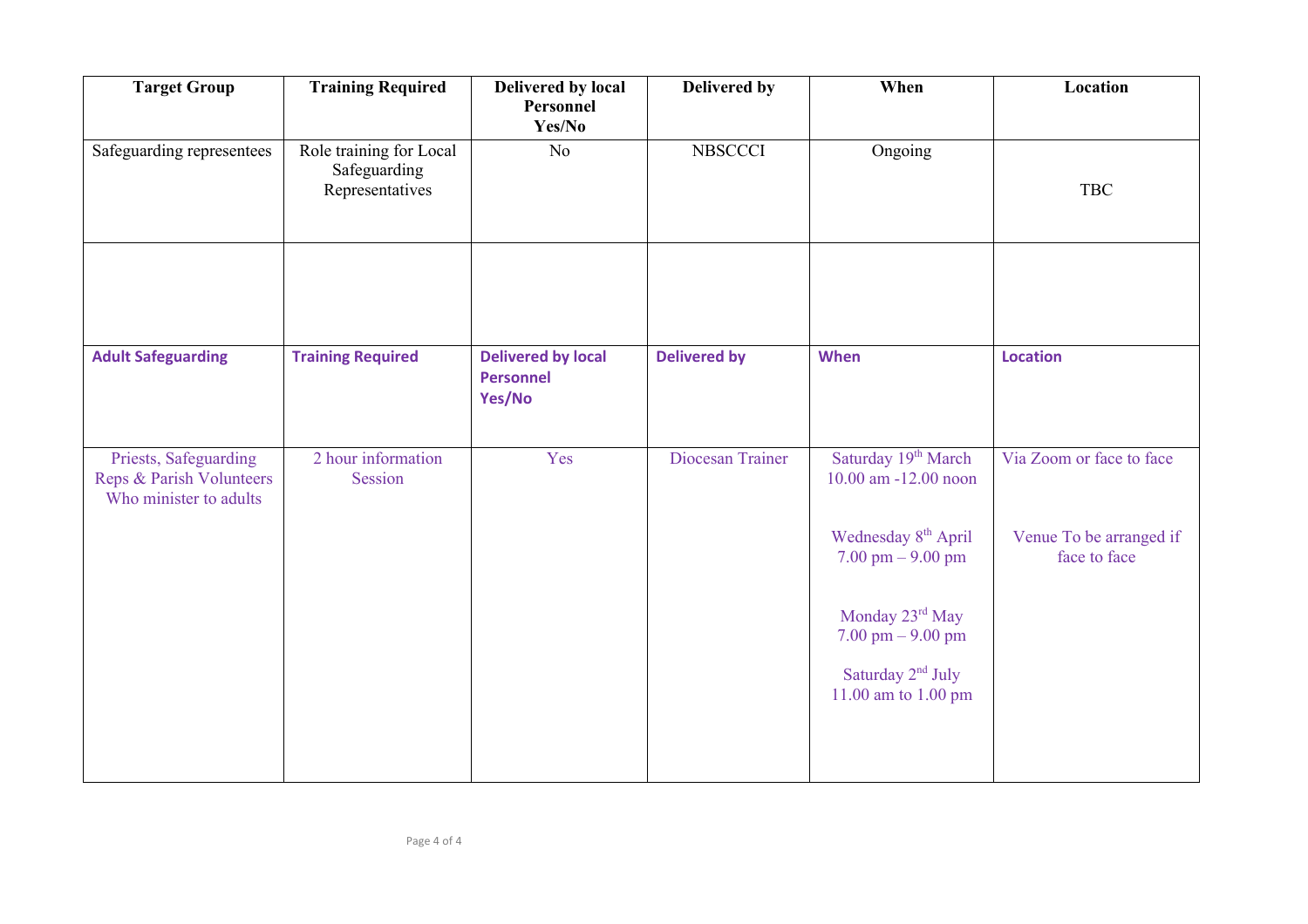| Target Group | Training Required | Delivered by local Personnel Yes/No | Delivered by | When | Location |
|---|---|---|---|---|---|
| Safeguarding representees | Role training for Local Safeguarding Representatives | No | NBSCCCI | Ongoing | TBC |
| | | | | | |
| **Adult Safeguarding** | **Training Required** | **Delivered by local Personnel Yes/No** | **Delivered by** | **When** | **Location** |
| Priests, Safeguarding Reps & Parish Volunteers Who minister to adults | 2 hour information Session | Yes | Diocesan Trainer | Saturday 19th March 10.00 am -12.00 noon<br><br>Wednesday 8th April 7.00 pm – 9.00 pm<br><br>Monday 23rd May 7.00 pm – 9.00 pm<br><br>Saturday 2nd July 11.00 am to 1.00 pm | Via Zoom or face to face<br><br>Venue To be arranged if face to face |